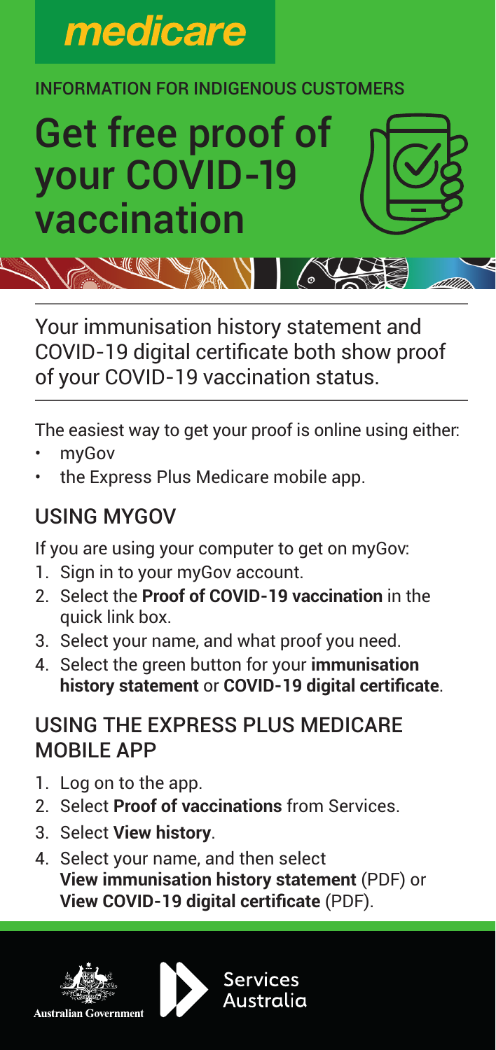medicare

INFORMATION FOR INDIGENOUS CUSTOMERS

# Get free proof of your COVID-19 vaccination

Your immunisation history statement and COVID-19 digital certificate both show proof of your COVID-19 vaccination status.

The easiest way to get your proof is online using either:

- myGov
- the Express Plus Medicare mobile app.

## USING MYGOV

If you are using your computer to get on myGov:

1. Sign in to your myGov account.
2. Select the **Proof of COVID-19 vaccination** in the quick link box.
3. Select your name, and what proof you need.
4. Select the green button for your **immunisation history statement** or **COVID-19 digital certificate**.

## USING THE EXPRESS PLUS MEDICARE MOBILE APP

1. Log on to the app.
2. Select **Proof of vaccinations** from Services.
3. Select **View history**.
4. Select your name, and then select **View immunisation history statement** (PDF) or **View COVID-19 digital certificate** (PDF).

Australian Government

Services Australia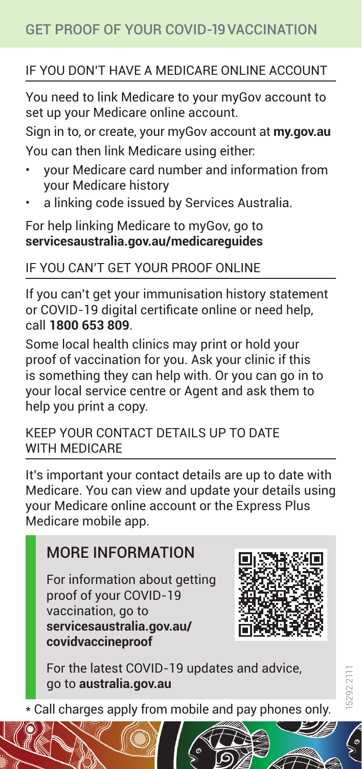# GET PROOF OF YOUR COVID-19 VACCINATION

## IF YOU DON'T HAVE A MEDICARE ONLINE ACCOUNT

You need to link Medicare to your myGov account to set up your Medicare online account.

Sign in to, or create, your myGov account at **my.gov.au**

You can then link Medicare using either:

- your Medicare card number and information from your Medicare history
- a linking code issued by Services Australia.

For help linking Medicare to myGov, go to **servicesaustralia.gov.au/medicareguides**

## IF YOU CAN'T GET YOUR PROOF ONLINE

If you can't get your immunisation history statement or COVID-19 digital certificate online or need help, call **1800 653 809**.

Some local health clinics may print or hold your proof of vaccination for you. Ask your clinic if this is something they can help with. Or you can go in to your local service centre or Agent and ask them to help you print a copy.

## KEEP YOUR CONTACT DETAILS UP TO DATE WITH MEDICARE

It's important your contact details are up to date with Medicare. You can view and update your details using your Medicare online account or the Express Plus Medicare mobile app.

## MORE INFORMATION

For information about getting proof of your COVID-19 vaccination, go to **servicesaustralia.gov.au/covidvaccineproof**

For the latest COVID-19 updates and advice, go to **australia.gov.au**

* Call charges apply from mobile and pay phones only.

15292.2111